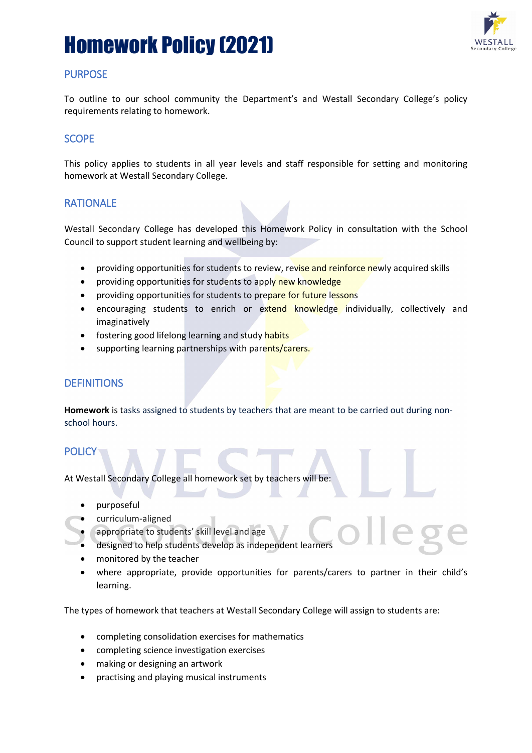# Homework Policy (2021)

## PURPOSE

To outline to our school community the Department's and Westall Secondary College's policy requirements relating to homework.

## SCOPE

This policy applies to students in all year levels and staff responsible for setting and monitoring homework at Westall Secondary College.

## RATIONALE

Westall Secondary College has developed this Homework Policy in consultation with the School Council to support student learning and wellbeing by:

- providing opportunities for students to review, revise and reinforce newly acquired skills
- providing opportunities for students to apply new knowledge
- providing opportunities for students to prepare for future lessons
- encouraging students to enrich or extend knowledge individually, collectively and imaginatively
- fostering good lifelong learning and study habits
- supporting learning partnerships with parents/carers.

## DEFINITIONS

**Homework** is tasks assigned to students by teachers that are meant to be carried out during non-school hours.

## POLICY

At Westall Secondary College all homework set by teachers will be:

- purposeful
- curriculum-aligned
- appropriate to students' skill level and age
- designed to help students develop as independent learners
- monitored by the teacher
- where appropriate, provide opportunities for parents/carers to partner in their child's learning.

The types of homework that teachers at Westall Secondary College will assign to students are:

- completing consolidation exercises for mathematics
- completing science investigation exercises
- making or designing an artwork
- practising and playing musical instruments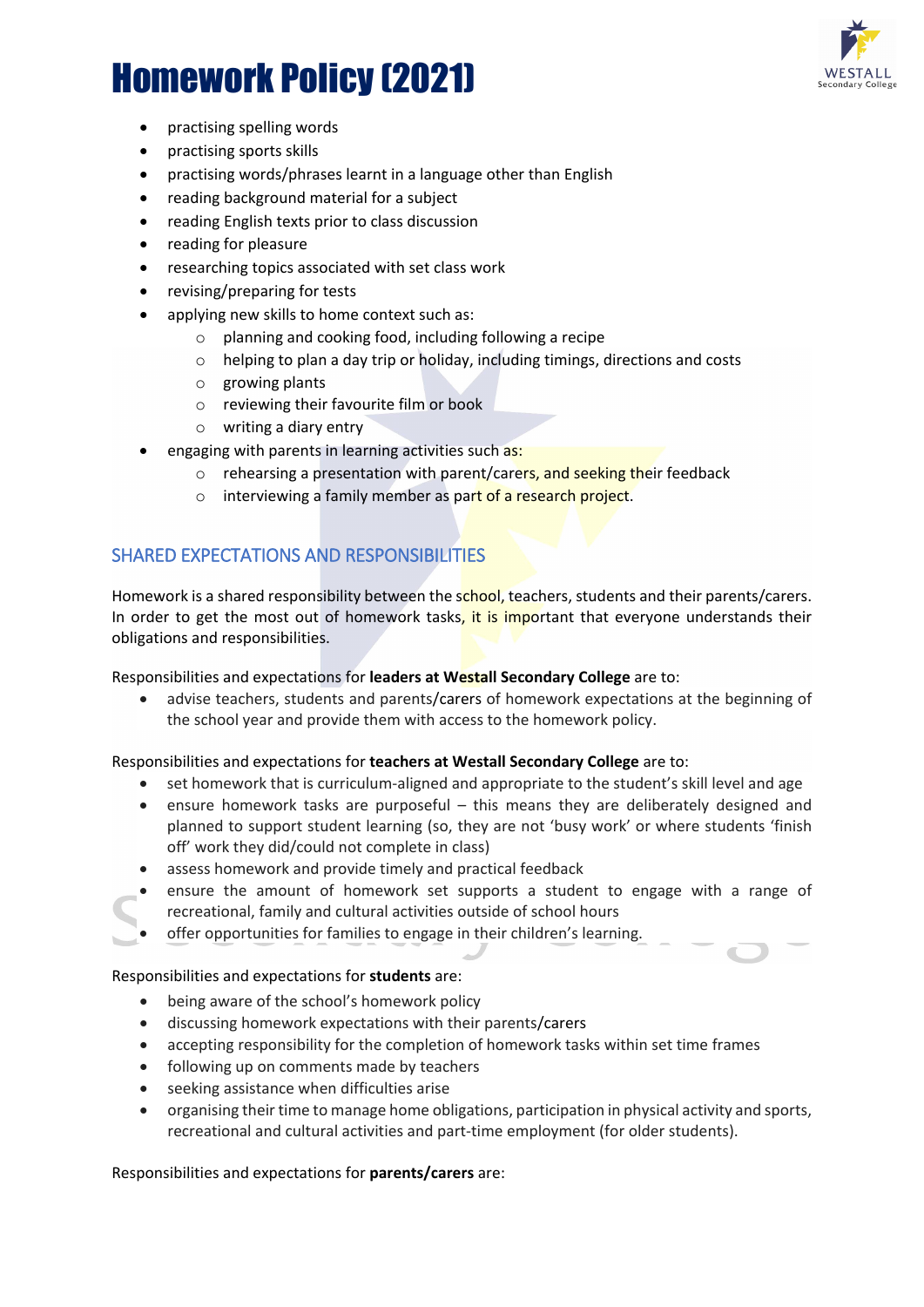- practising spelling words
- practising sports skills
- practising words/phrases learnt in a language other than English
- reading background material for a subject
- reading English texts prior to class discussion
- reading for pleasure
- researching topics associated with set class work
- revising/preparing for tests
- applying new skills to home context such as:
  - planning and cooking food, including following a recipe
  - helping to plan a day trip or holiday, including timings, directions and costs
  - growing plants
  - reviewing their favourite film or book
  - writing a diary entry
- engaging with parents in learning activities such as:
  - rehearsing a presentation with parent/carers, and seeking their feedback
  - interviewing a family member as part of a research project.

## SHARED EXPECTATIONS AND RESPONSIBILITIES

Homework is a shared responsibility between the school, teachers, students and their parents/carers. In order to get the most out of homework tasks, it is important that everyone understands their obligations and responsibilities.

Responsibilities and expectations for **leaders at Westall Secondary College** are to:

- advise teachers, students and parents/carers of homework expectations at the beginning of the school year and provide them with access to the homework policy.

Responsibilities and expectations for **teachers at Westall Secondary College** are to:

- set homework that is curriculum-aligned and appropriate to the student's skill level and age
- ensure homework tasks are purposeful – this means they are deliberately designed and planned to support student learning (so, they are not 'busy work' or where students 'finish off' work they did/could not complete in class)
- assess homework and provide timely and practical feedback
- ensure the amount of homework set supports a student to engage with a range of recreational, family and cultural activities outside of school hours
- offer opportunities for families to engage in their children's learning.

Responsibilities and expectations for **students** are:

- being aware of the school's homework policy
- discussing homework expectations with their parents/carers
- accepting responsibility for the completion of homework tasks within set time frames
- following up on comments made by teachers
- seeking assistance when difficulties arise
- organising their time to manage home obligations, participation in physical activity and sports, recreational and cultural activities and part-time employment (for older students).

Responsibilities and expectations for **parents/carers** are: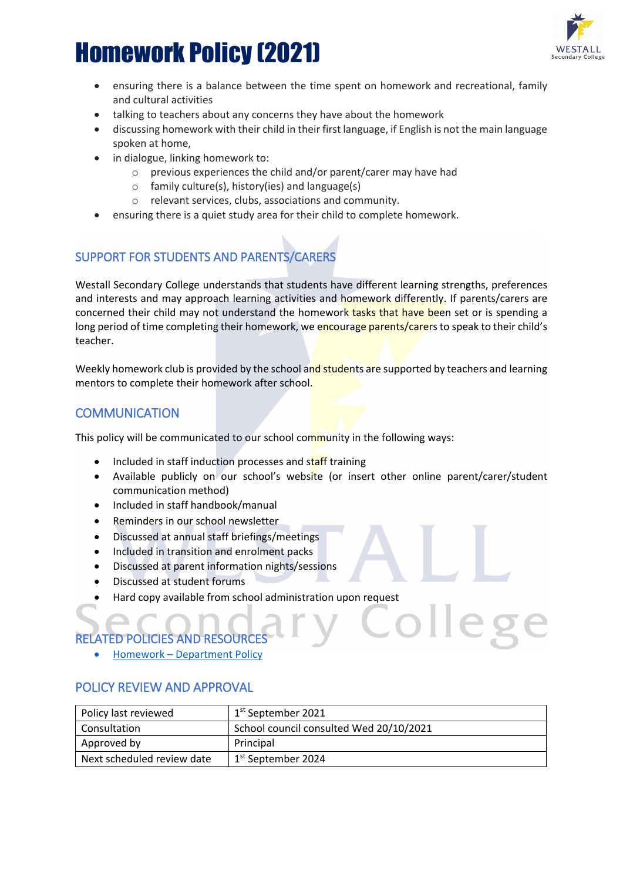- ensuring there is a balance between the time spent on homework and recreational, family and cultural activities
- talking to teachers about any concerns they have about the homework
- discussing homework with their child in their first language, if English is not the main language spoken at home,
- in dialogue, linking homework to:
  - previous experiences the child and/or parent/carer may have had
  - family culture(s), history(ies) and language(s)
  - relevant services, clubs, associations and community.
- ensuring there is a quiet study area for their child to complete homework.

## SUPPORT FOR STUDENTS AND PARENTS/CARERS

Westall Secondary College understands that students have different learning strengths, preferences and interests and may approach learning activities and homework differently. If parents/carers are concerned their child may not understand the homework tasks that have been set or is spending a long period of time completing their homework, we encourage parents/carers to speak to their child's teacher.

Weekly homework club is provided by the school and students are supported by teachers and learning mentors to complete their homework after school.

## COMMUNICATION

This policy will be communicated to our school community in the following ways:

- Included in staff induction processes and staff training
- Available publicly on our school's website (or insert other online parent/carer/student communication method)
- Included in staff handbook/manual
- Reminders in our school newsletter
- Discussed at annual staff briefings/meetings
- Included in transition and enrolment packs
- Discussed at parent information nights/sessions
- Discussed at student forums
- Hard copy available from school administration upon request

## RELATED POLICIES AND RESOURCES

- Homework – Department Policy

## POLICY REVIEW AND APPROVAL

| | |
|---|---|
| Policy last reviewed | 1st September 2021 |
| Consultation | School council consulted Wed 20/10/2021 |
| Approved by | Principal |
| Next scheduled review date | 1st September 2024 |